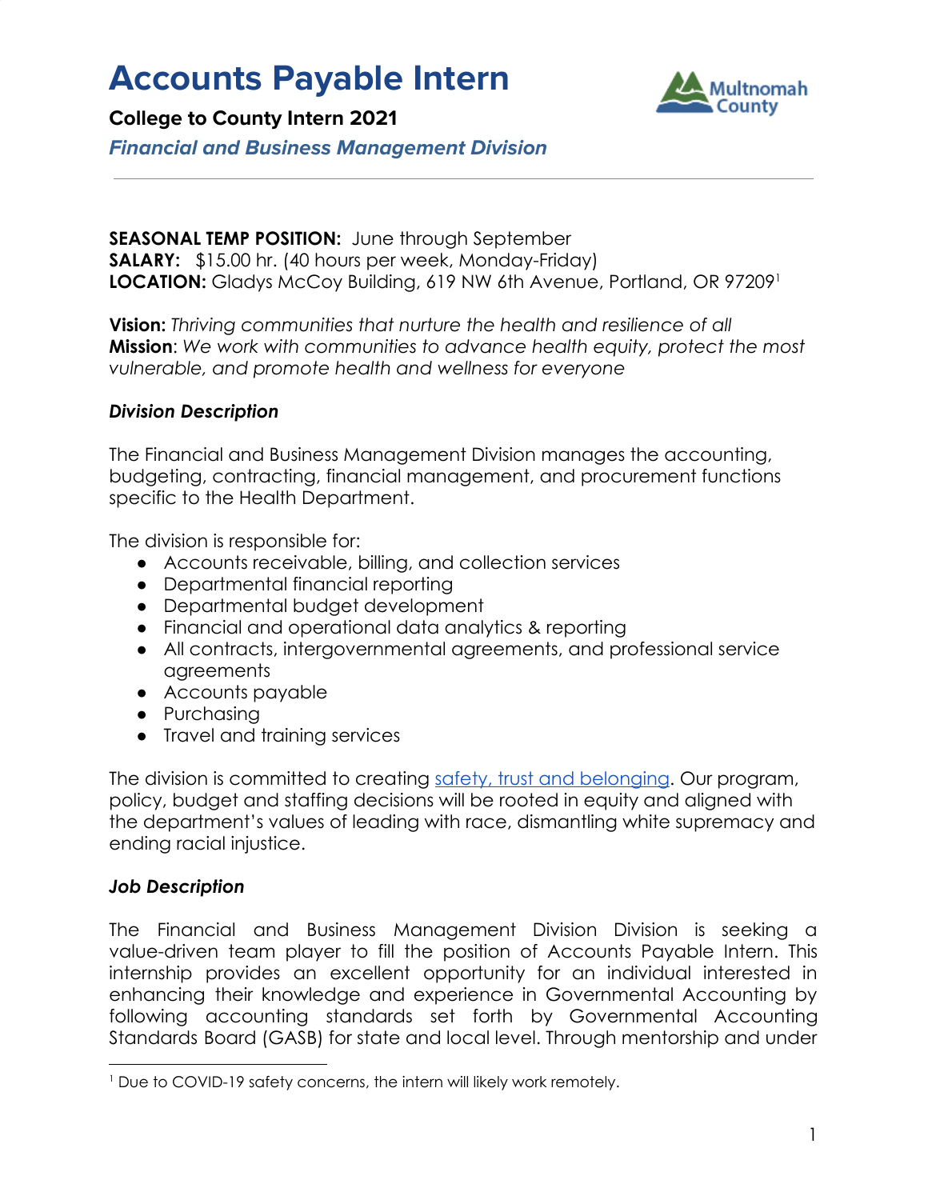# Accounts Payable Intern

**College to County Intern 2021**

***Financial and Business Management Division***

---

**SEASONAL TEMP POSITION:** June through September
**SALARY:** $15.00 hr. (40 hours per week, Monday-Friday)
**LOCATION:** Gladys McCoy Building, 619 NW 6th Avenue, Portland, OR 97209[1]

**Vision:** *Thriving communities that nurture the health and resilience of all*
**Mission**: *We work with communities to advance health equity, protect the most vulnerable, and promote health and wellness for everyone*

### *Division Description*

The Financial and Business Management Division manages the accounting, budgeting, contracting, financial management, and procurement functions specific to the Health Department.

The division is responsible for:

- Accounts receivable, billing, and collection services
- Departmental financial reporting
- Departmental budget development
- Financial and operational data analytics & reporting
- All contracts, intergovernmental agreements, and professional service agreements
- Accounts payable
- Purchasing
- Travel and training services

The division is committed to creating safety, trust and belonging. Our program, policy, budget and staffing decisions will be rooted in equity and aligned with the department's values of leading with race, dismantling white supremacy and ending racial injustice.

### *Job Description*

The Financial and Business Management Division Division is seeking a value-driven team player to fill the position of Accounts Payable Intern. This internship provides an excellent opportunity for an individual interested in enhancing their knowledge and experience in Governmental Accounting by following accounting standards set forth by Governmental Accounting Standards Board (GASB) for state and local level. Through mentorship and under

---

[1] Due to COVID-19 safety concerns, the intern will likely work remotely.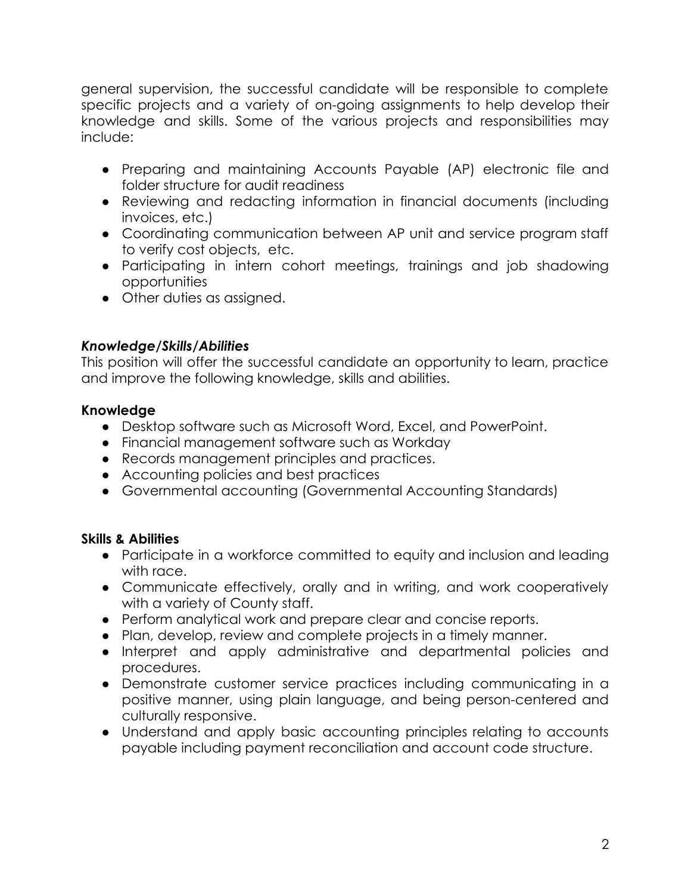general supervision, the successful candidate will be responsible to complete specific projects and a variety of on-going assignments to help develop their knowledge and skills. Some of the various projects and responsibilities may include:

- Preparing and maintaining Accounts Payable (AP) electronic file and folder structure for audit readiness
- Reviewing and redacting information in financial documents (including invoices, etc.)
- Coordinating communication between AP unit and service program staff to verify cost objects, etc.
- Participating in intern cohort meetings, trainings and job shadowing opportunities
- Other duties as assigned.

### *Knowledge/Skills/Abilities*

This position will offer the successful candidate an opportunity to learn, practice and improve the following knowledge, skills and abilities.

**Knowledge**

- Desktop software such as Microsoft Word, Excel, and PowerPoint.
- Financial management software such as Workday
- Records management principles and practices.
- Accounting policies and best practices
- Governmental accounting (Governmental Accounting Standards)

**Skills & Abilities**

- Participate in a workforce committed to equity and inclusion and leading with race.
- Communicate effectively, orally and in writing, and work cooperatively with a variety of County staff.
- Perform analytical work and prepare clear and concise reports.
- Plan, develop, review and complete projects in a timely manner.
- Interpret and apply administrative and departmental policies and procedures.
- Demonstrate customer service practices including communicating in a positive manner, using plain language, and being person-centered and culturally responsive.
- Understand and apply basic accounting principles relating to accounts payable including payment reconciliation and account code structure.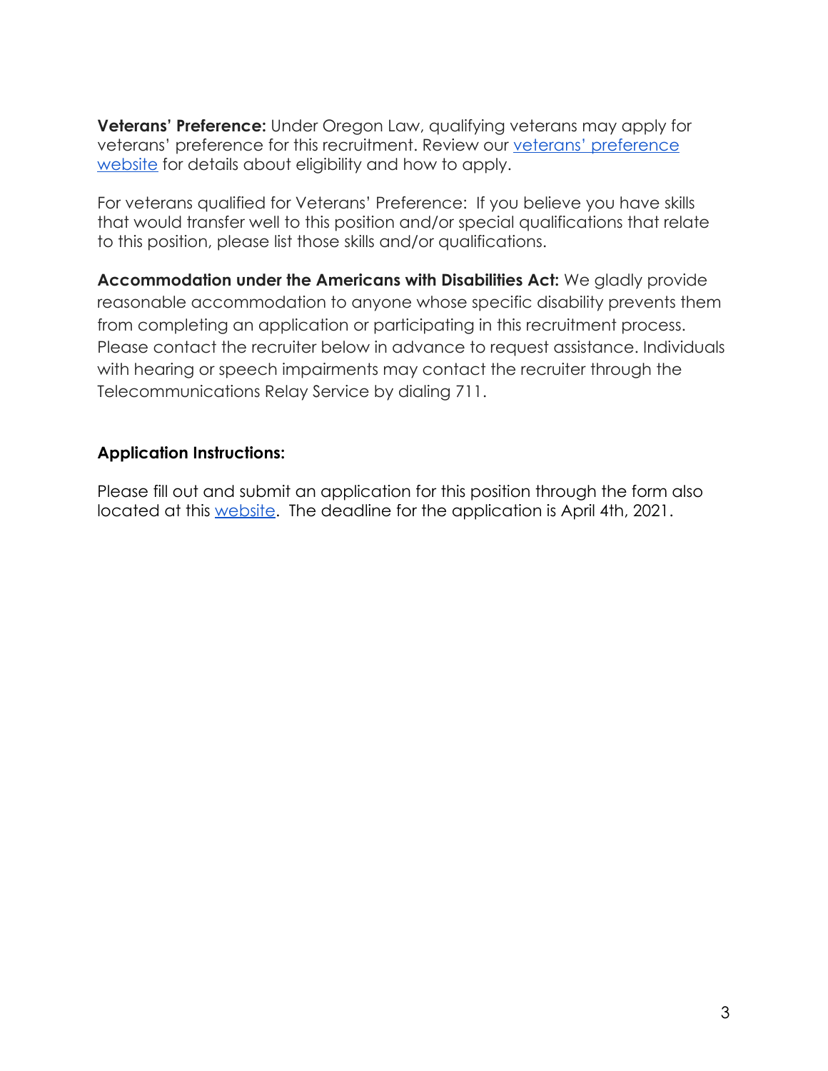**Veterans' Preference:** Under Oregon Law, qualifying veterans may apply for veterans' preference for this recruitment. Review our veterans' preference website for details about eligibility and how to apply.

For veterans qualified for Veterans' Preference: If you believe you have skills that would transfer well to this position and/or special qualifications that relate to this position, please list those skills and/or qualifications.

**Accommodation under the Americans with Disabilities Act:** We gladly provide reasonable accommodation to anyone whose specific disability prevents them from completing an application or participating in this recruitment process. Please contact the recruiter below in advance to request assistance. Individuals with hearing or speech impairments may contact the recruiter through the Telecommunications Relay Service by dialing 711.

**Application Instructions:**

Please fill out and submit an application for this position through the form also located at this website. The deadline for the application is April 4th, 2021.